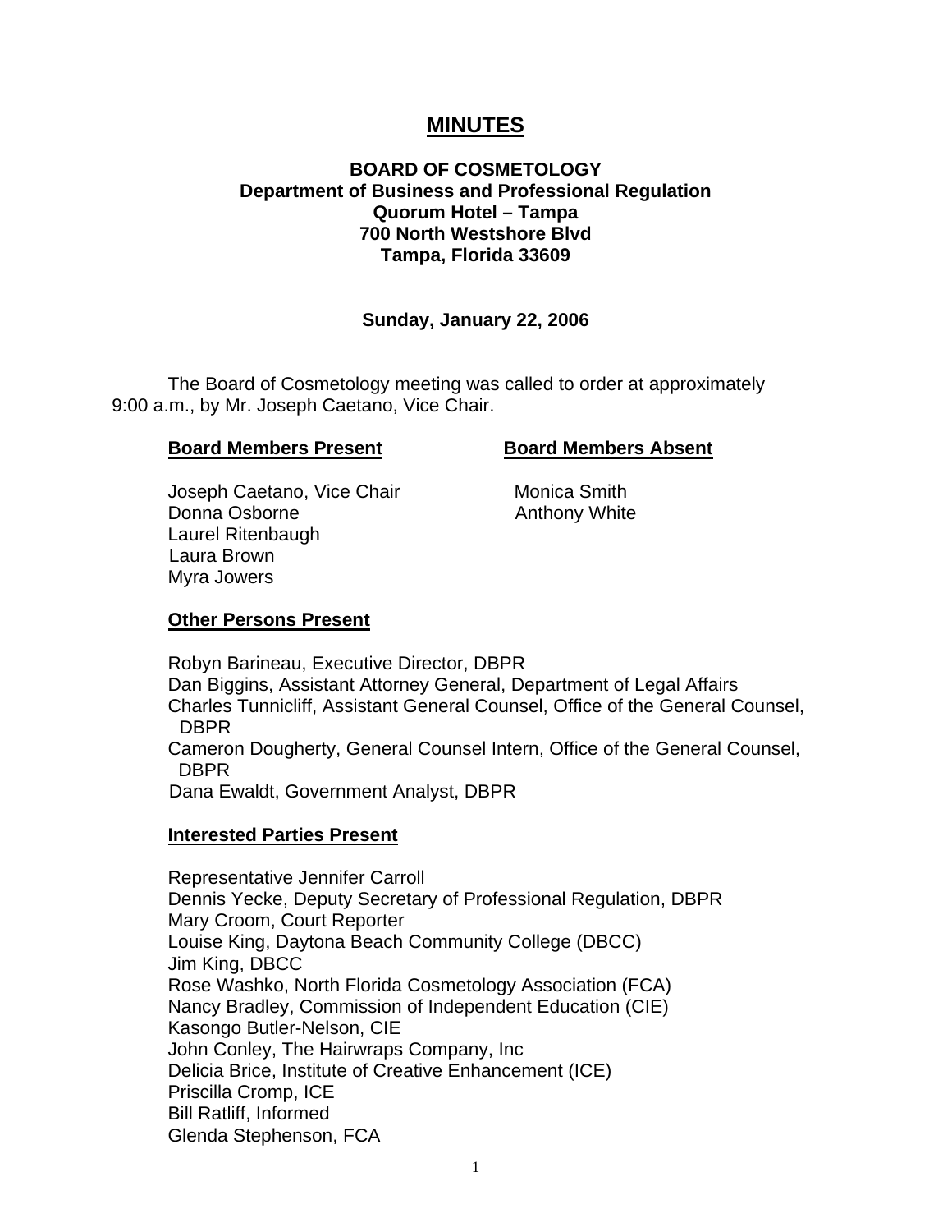# MINUTES

**BOARD OF COSMETOLOGY**
**Department of Business and Professional Regulation**
**Quorum Hotel – Tampa**
**700 North Westshore Blvd**
**Tampa, Florida 33609**

**Sunday, January 22, 2006**

The Board of Cosmetology meeting was called to order at approximately 9:00 a.m., by Mr. Joseph Caetano, Vice Chair.

**Board Members Present**

Joseph Caetano, Vice Chair
Donna Osborne
Laurel Ritenbaugh
Laura Brown
Myra Jowers

**Board Members Absent**

Monica Smith
Anthony White

**Other Persons Present**

Robyn Barineau, Executive Director, DBPR
Dan Biggins, Assistant Attorney General, Department of Legal Affairs
Charles Tunnicliff, Assistant General Counsel, Office of the General Counsel, DBPR
Cameron Dougherty, General Counsel Intern, Office of the General Counsel, DBPR
Dana Ewaldt, Government Analyst, DBPR

**Interested Parties Present**

Representative Jennifer Carroll
Dennis Yecke, Deputy Secretary of Professional Regulation, DBPR
Mary Croom, Court Reporter
Louise King, Daytona Beach Community College (DBCC)
Jim King, DBCC
Rose Washko, North Florida Cosmetology Association (FCA)
Nancy Bradley, Commission of Independent Education (CIE)
Kasongo Butler-Nelson, CIE
John Conley, The Hairwraps Company, Inc
Delicia Brice, Institute of Creative Enhancement (ICE)
Priscilla Cromp, ICE
Bill Ratliff, Informed
Glenda Stephenson, FCA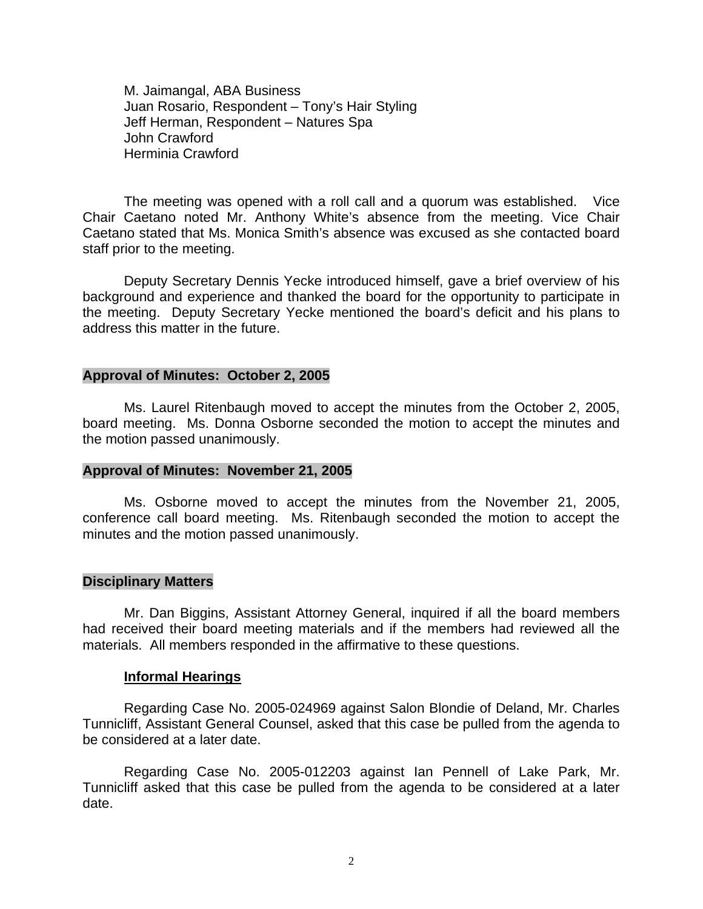M. Jaimangal, ABA Business
Juan Rosario, Respondent – Tony's Hair Styling
Jeff Herman, Respondent – Natures Spa
John Crawford
Herminia Crawford

The meeting was opened with a roll call and a quorum was established. Vice Chair Caetano noted Mr. Anthony White's absence from the meeting. Vice Chair Caetano stated that Ms. Monica Smith's absence was excused as she contacted board staff prior to the meeting.

Deputy Secretary Dennis Yecke introduced himself, gave a brief overview of his background and experience and thanked the board for the opportunity to participate in the meeting. Deputy Secretary Yecke mentioned the board's deficit and his plans to address this matter in the future.

**Approval of Minutes: October 2, 2005**

Ms. Laurel Ritenbaugh moved to accept the minutes from the October 2, 2005, board meeting. Ms. Donna Osborne seconded the motion to accept the minutes and the motion passed unanimously.

**Approval of Minutes: November 21, 2005**

Ms. Osborne moved to accept the minutes from the November 21, 2005, conference call board meeting. Ms. Ritenbaugh seconded the motion to accept the minutes and the motion passed unanimously.

**Disciplinary Matters**

Mr. Dan Biggins, Assistant Attorney General, inquired if all the board members had received their board meeting materials and if the members had reviewed all the materials. All members responded in the affirmative to these questions.

**Informal Hearings**

Regarding Case No. 2005-024969 against Salon Blondie of Deland, Mr. Charles Tunnicliff, Assistant General Counsel, asked that this case be pulled from the agenda to be considered at a later date.

Regarding Case No. 2005-012203 against Ian Pennell of Lake Park, Mr. Tunnicliff asked that this case be pulled from the agenda to be considered at a later date.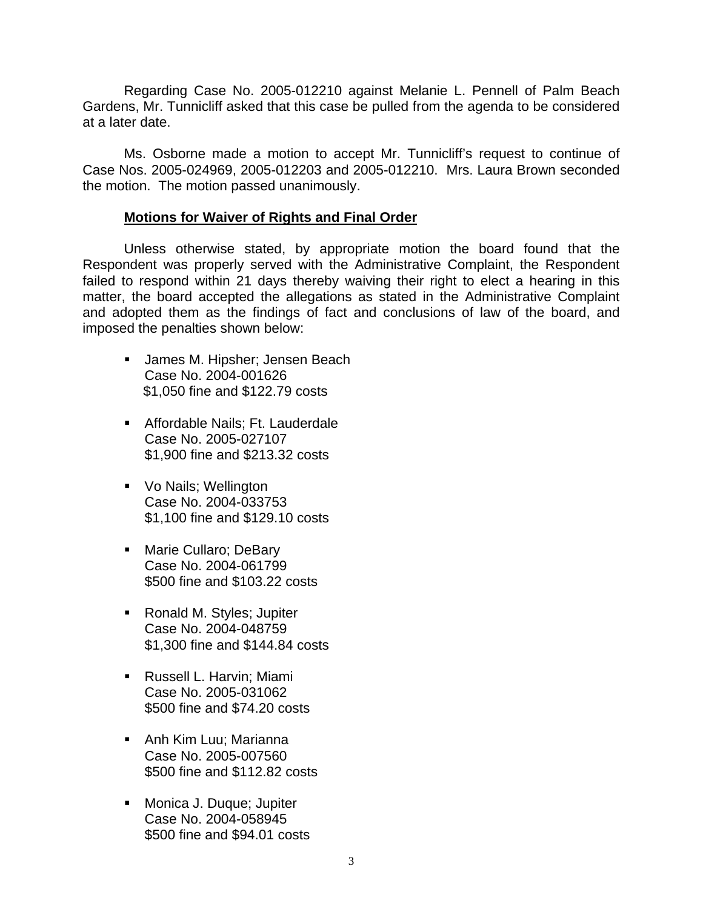Regarding Case No. 2005-012210 against Melanie L. Pennell of Palm Beach Gardens, Mr. Tunnicliff asked that this case be pulled from the agenda to be considered at a later date.

Ms. Osborne made a motion to accept Mr. Tunnicliff's request to continue of Case Nos. 2005-024969, 2005-012203 and 2005-012210. Mrs. Laura Brown seconded the motion. The motion passed unanimously.

**Motions for Waiver of Rights and Final Order**

Unless otherwise stated, by appropriate motion the board found that the Respondent was properly served with the Administrative Complaint, the Respondent failed to respond within 21 days thereby waiving their right to elect a hearing in this matter, the board accepted the allegations as stated in the Administrative Complaint and adopted them as the findings of fact and conclusions of law of the board, and imposed the penalties shown below:

- James M. Hipsher; Jensen Beach
  Case No. 2004-001626
  $1,050 fine and $122.79 costs

- Affordable Nails; Ft. Lauderdale
  Case No. 2005-027107
  $1,900 fine and $213.32 costs

- Vo Nails; Wellington
  Case No. 2004-033753
  $1,100 fine and $129.10 costs

- Marie Cullaro; DeBary
  Case No. 2004-061799
  $500 fine and $103.22 costs

- Ronald M. Styles; Jupiter
  Case No. 2004-048759
  $1,300 fine and $144.84 costs

- Russell L. Harvin; Miami
  Case No. 2005-031062
  $500 fine and $74.20 costs

- Anh Kim Luu; Marianna
  Case No. 2005-007560
  $500 fine and $112.82 costs

- Monica J. Duque; Jupiter
  Case No. 2004-058945
  $500 fine and $94.01 costs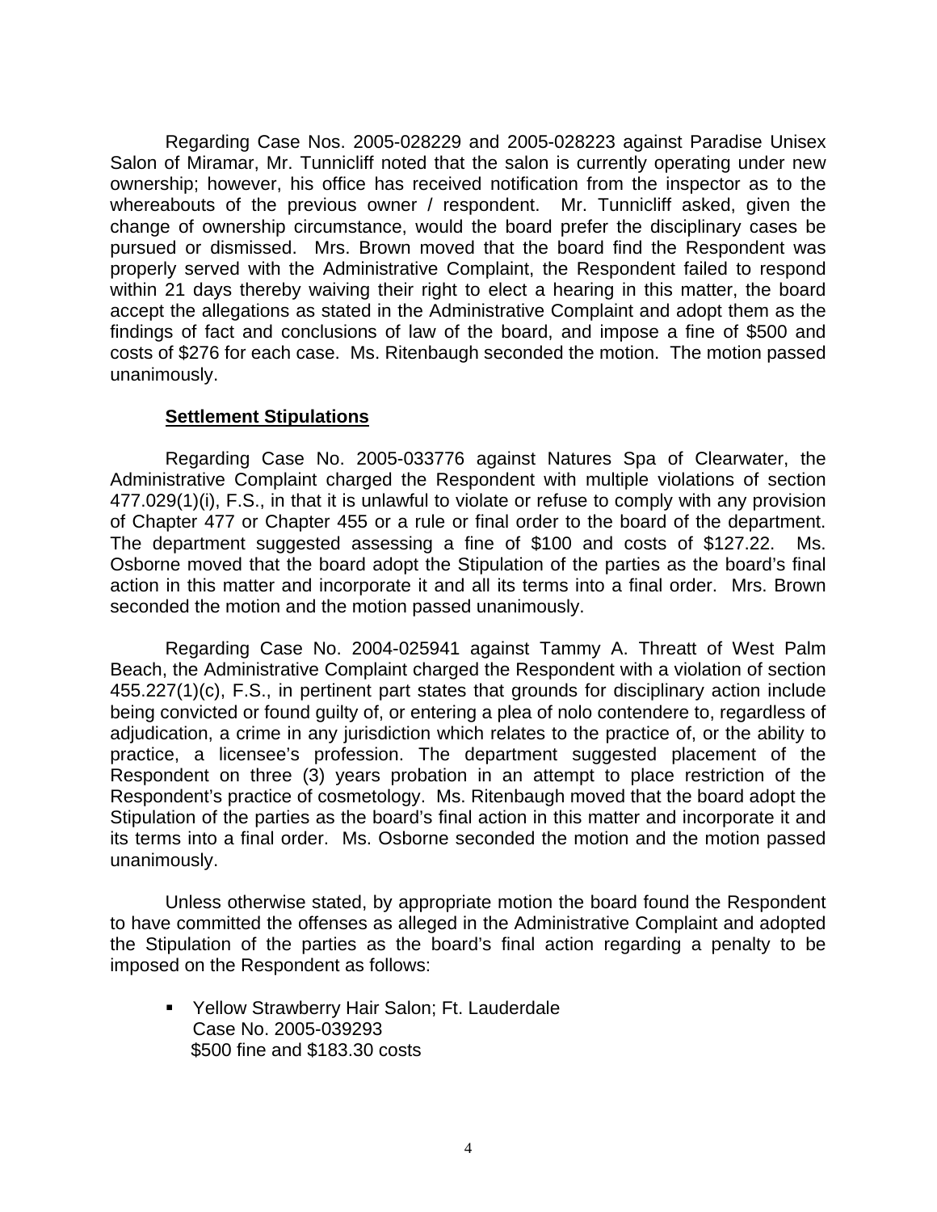Regarding Case Nos. 2005-028229 and 2005-028223 against Paradise Unisex Salon of Miramar, Mr. Tunnicliff noted that the salon is currently operating under new ownership; however, his office has received notification from the inspector as to the whereabouts of the previous owner / respondent. Mr. Tunnicliff asked, given the change of ownership circumstance, would the board prefer the disciplinary cases be pursued or dismissed. Mrs. Brown moved that the board find the Respondent was properly served with the Administrative Complaint, the Respondent failed to respond within 21 days thereby waiving their right to elect a hearing in this matter, the board accept the allegations as stated in the Administrative Complaint and adopt them as the findings of fact and conclusions of law of the board, and impose a fine of $500 and costs of $276 for each case. Ms. Ritenbaugh seconded the motion. The motion passed unanimously.

**Settlement Stipulations**

Regarding Case No. 2005-033776 against Natures Spa of Clearwater, the Administrative Complaint charged the Respondent with multiple violations of section 477.029(1)(i), F.S., in that it is unlawful to violate or refuse to comply with any provision of Chapter 477 or Chapter 455 or a rule or final order to the board of the department. The department suggested assessing a fine of $100 and costs of $127.22. Ms. Osborne moved that the board adopt the Stipulation of the parties as the board's final action in this matter and incorporate it and all its terms into a final order. Mrs. Brown seconded the motion and the motion passed unanimously.

Regarding Case No. 2004-025941 against Tammy A. Threatt of West Palm Beach, the Administrative Complaint charged the Respondent with a violation of section 455.227(1)(c), F.S., in pertinent part states that grounds for disciplinary action include being convicted or found guilty of, or entering a plea of nolo contendere to, regardless of adjudication, a crime in any jurisdiction which relates to the practice of, or the ability to practice, a licensee's profession. The department suggested placement of the Respondent on three (3) years probation in an attempt to place restriction of the Respondent's practice of cosmetology. Ms. Ritenbaugh moved that the board adopt the Stipulation of the parties as the board's final action in this matter and incorporate it and its terms into a final order. Ms. Osborne seconded the motion and the motion passed unanimously.

Unless otherwise stated, by appropriate motion the board found the Respondent to have committed the offenses as alleged in the Administrative Complaint and adopted the Stipulation of the parties as the board's final action regarding a penalty to be imposed on the Respondent as follows:

- Yellow Strawberry Hair Salon; Ft. Lauderdale
  Case No. 2005-039293
  $500 fine and $183.30 costs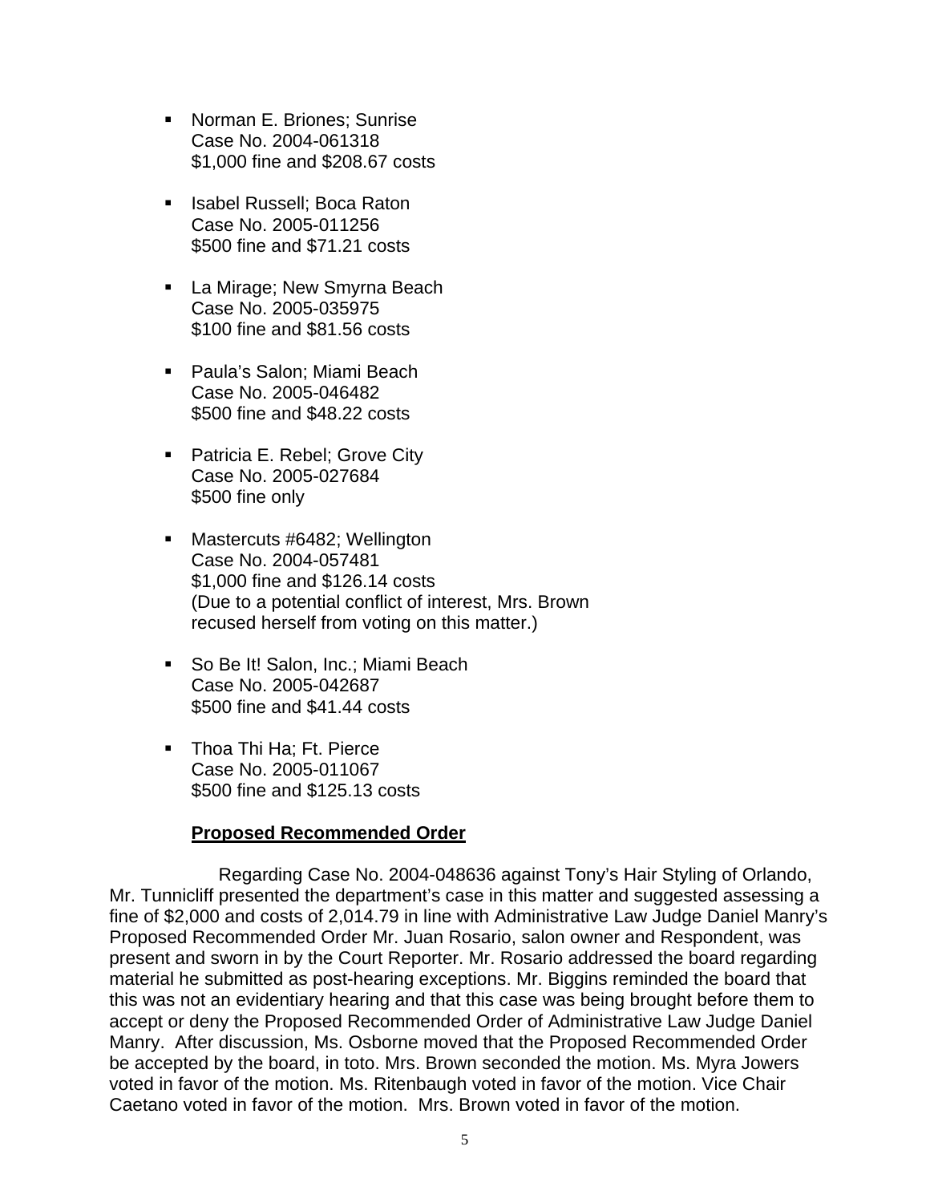- Norman E. Briones; Sunrise
  Case No. 2004-061318
  $1,000 fine and $208.67 costs

- Isabel Russell; Boca Raton
  Case No. 2005-011256
  $500 fine and $71.21 costs

- La Mirage; New Smyrna Beach
  Case No. 2005-035975
  $100 fine and $81.56 costs

- Paula's Salon; Miami Beach
  Case No. 2005-046482
  $500 fine and $48.22 costs

- Patricia E. Rebel; Grove City
  Case No. 2005-027684
  $500 fine only

- Mastercuts #6482; Wellington
  Case No. 2004-057481
  $1,000 fine and $126.14 costs
  (Due to a potential conflict of interest, Mrs. Brown recused herself from voting on this matter.)

- So Be It! Salon, Inc.; Miami Beach
  Case No. 2005-042687
  $500 fine and $41.44 costs

- Thoa Thi Ha; Ft. Pierce
  Case No. 2005-011067
  $500 fine and $125.13 costs

**Proposed Recommended Order**

Regarding Case No. 2004-048636 against Tony's Hair Styling of Orlando, Mr. Tunnicliff presented the department's case in this matter and suggested assessing a fine of $2,000 and costs of 2,014.79 in line with Administrative Law Judge Daniel Manry's Proposed Recommended Order Mr. Juan Rosario, salon owner and Respondent, was present and sworn in by the Court Reporter. Mr. Rosario addressed the board regarding material he submitted as post-hearing exceptions. Mr. Biggins reminded the board that this was not an evidentiary hearing and that this case was being brought before them to accept or deny the Proposed Recommended Order of Administrative Law Judge Daniel Manry. After discussion, Ms. Osborne moved that the Proposed Recommended Order be accepted by the board, in toto. Mrs. Brown seconded the motion. Ms. Myra Jowers voted in favor of the motion. Ms. Ritenbaugh voted in favor of the motion. Vice Chair Caetano voted in favor of the motion. Mrs. Brown voted in favor of the motion.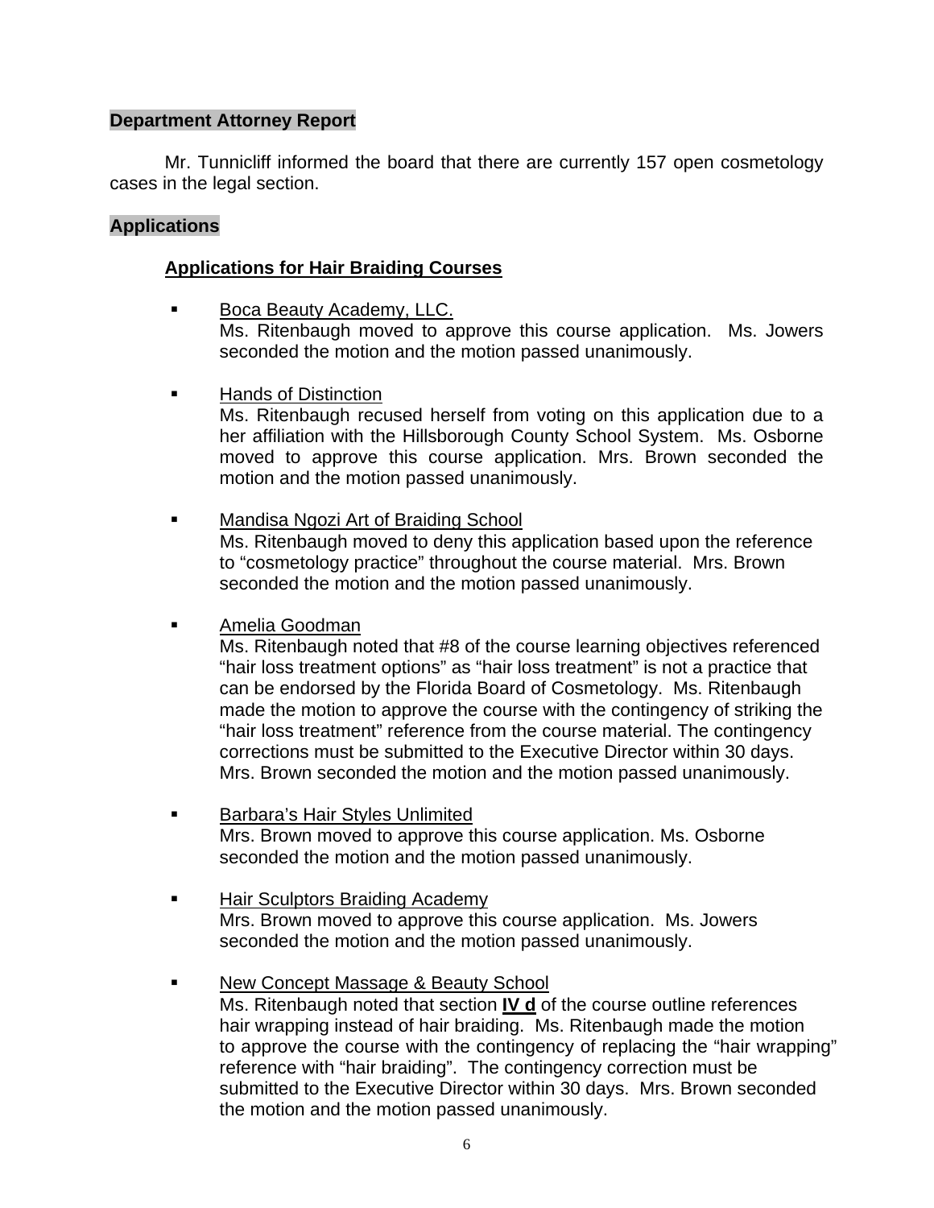## Department Attorney Report

Mr. Tunnicliff informed the board that there are currently 157 open cosmetology cases in the legal section.

## Applications

### Applications for Hair Braiding Courses

- Boca Beauty Academy, LLC.
  Ms. Ritenbaugh moved to approve this course application. Ms. Jowers seconded the motion and the motion passed unanimously.

- Hands of Distinction
  Ms. Ritenbaugh recused herself from voting on this application due to a her affiliation with the Hillsborough County School System. Ms. Osborne moved to approve this course application. Mrs. Brown seconded the motion and the motion passed unanimously.

- Mandisa Ngozi Art of Braiding School
  Ms. Ritenbaugh moved to deny this application based upon the reference to "cosmetology practice" throughout the course material. Mrs. Brown seconded the motion and the motion passed unanimously.

- Amelia Goodman
  Ms. Ritenbaugh noted that #8 of the course learning objectives referenced "hair loss treatment options" as "hair loss treatment" is not a practice that can be endorsed by the Florida Board of Cosmetology. Ms. Ritenbaugh made the motion to approve the course with the contingency of striking the "hair loss treatment" reference from the course material. The contingency corrections must be submitted to the Executive Director within 30 days. Mrs. Brown seconded the motion and the motion passed unanimously.

- Barbara's Hair Styles Unlimited
  Mrs. Brown moved to approve this course application. Ms. Osborne seconded the motion and the motion passed unanimously.

- Hair Sculptors Braiding Academy
  Mrs. Brown moved to approve this course application. Ms. Jowers seconded the motion and the motion passed unanimously.

- New Concept Massage & Beauty School
  Ms. Ritenbaugh noted that section **IV d** of the course outline references hair wrapping instead of hair braiding. Ms. Ritenbaugh made the motion to approve the course with the contingency of replacing the "hair wrapping" reference with "hair braiding". The contingency correction must be submitted to the Executive Director within 30 days. Mrs. Brown seconded the motion and the motion passed unanimously.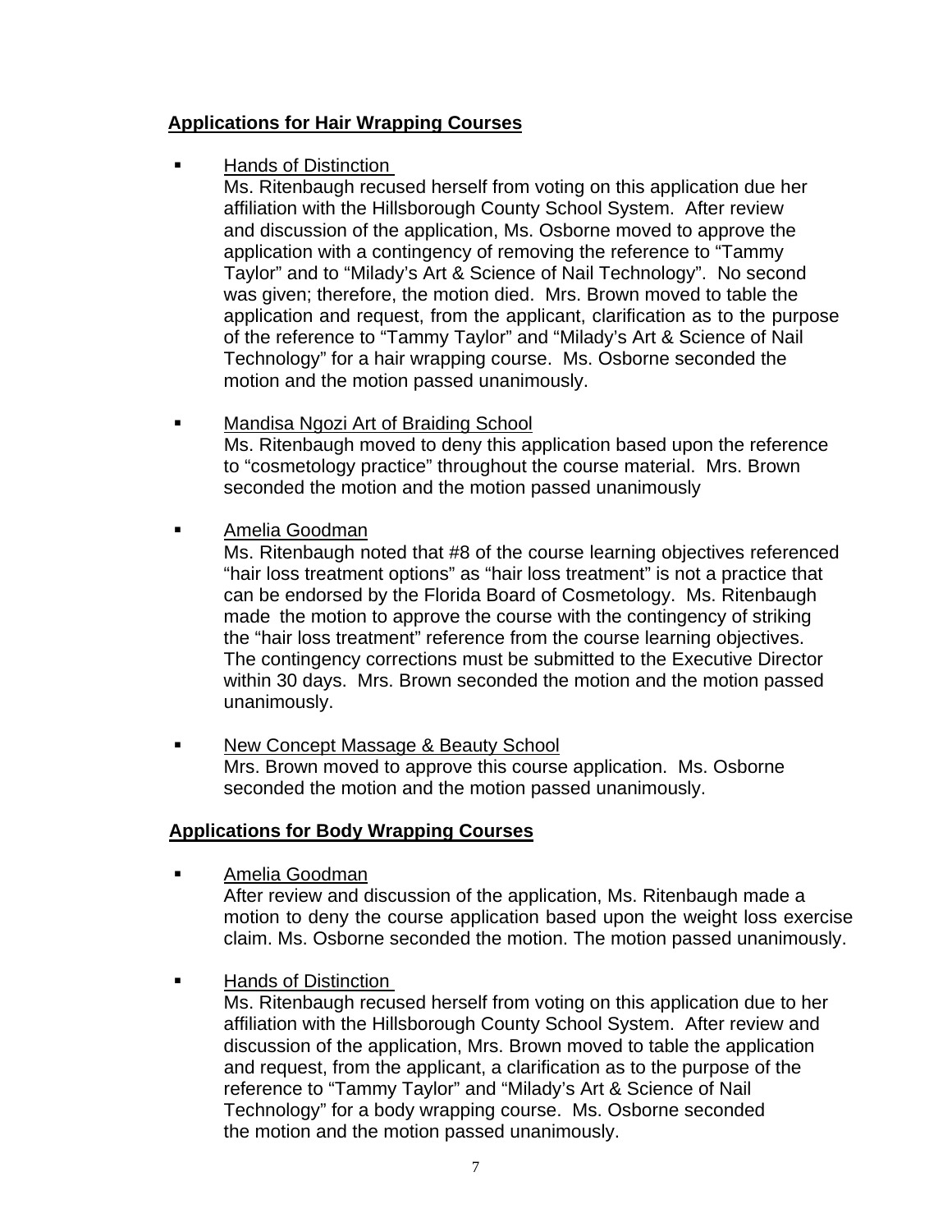**Applications for Hair Wrapping Courses**

- Hands of Distinction
  Ms. Ritenbaugh recused herself from voting on this application due her affiliation with the Hillsborough County School System. After review and discussion of the application, Ms. Osborne moved to approve the application with a contingency of removing the reference to "Tammy Taylor" and to "Milady's Art & Science of Nail Technology". No second was given; therefore, the motion died. Mrs. Brown moved to table the application and request, from the applicant, clarification as to the purpose of the reference to "Tammy Taylor" and "Milady's Art & Science of Nail Technology" for a hair wrapping course. Ms. Osborne seconded the motion and the motion passed unanimously.

- Mandisa Ngozi Art of Braiding School
  Ms. Ritenbaugh moved to deny this application based upon the reference to "cosmetology practice" throughout the course material. Mrs. Brown seconded the motion and the motion passed unanimously

- Amelia Goodman
  Ms. Ritenbaugh noted that #8 of the course learning objectives referenced "hair loss treatment options" as "hair loss treatment" is not a practice that can be endorsed by the Florida Board of Cosmetology. Ms. Ritenbaugh made the motion to approve the course with the contingency of striking the "hair loss treatment" reference from the course learning objectives. The contingency corrections must be submitted to the Executive Director within 30 days. Mrs. Brown seconded the motion and the motion passed unanimously.

- New Concept Massage & Beauty School
  Mrs. Brown moved to approve this course application. Ms. Osborne seconded the motion and the motion passed unanimously.

**Applications for Body Wrapping Courses**

- Amelia Goodman
  After review and discussion of the application, Ms. Ritenbaugh made a motion to deny the course application based upon the weight loss exercise claim. Ms. Osborne seconded the motion. The motion passed unanimously.

- Hands of Distinction
  Ms. Ritenbaugh recused herself from voting on this application due to her affiliation with the Hillsborough County School System. After review and discussion of the application, Mrs. Brown moved to table the application and request, from the applicant, a clarification as to the purpose of the reference to "Tammy Taylor" and "Milady's Art & Science of Nail Technology" for a body wrapping course. Ms. Osborne seconded the motion and the motion passed unanimously.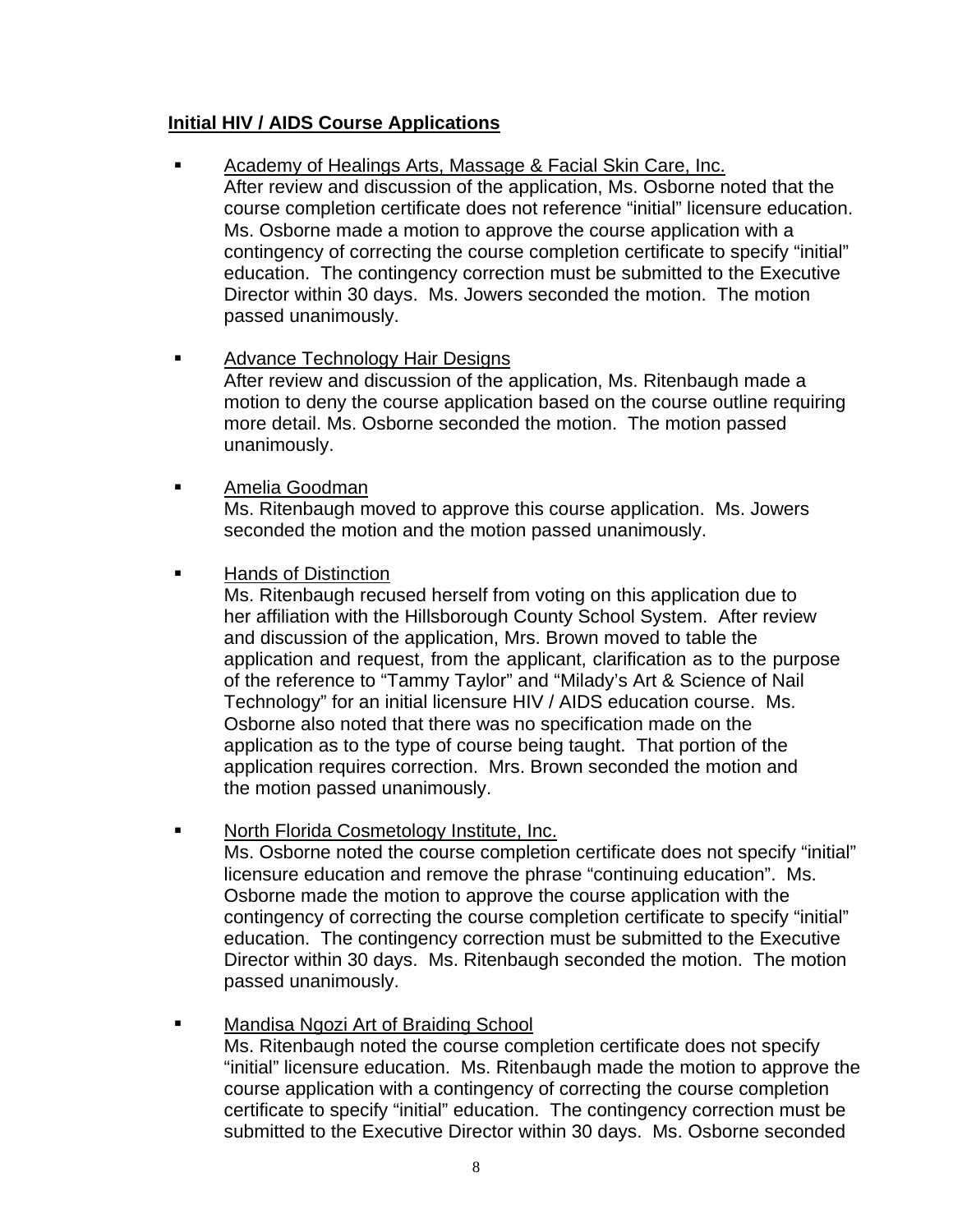**Initial HIV / AIDS Course Applications**

- Academy of Healings Arts, Massage & Facial Skin Care, Inc.
  After review and discussion of the application, Ms. Osborne noted that the course completion certificate does not reference "initial" licensure education. Ms. Osborne made a motion to approve the course application with a contingency of correcting the course completion certificate to specify "initial" education. The contingency correction must be submitted to the Executive Director within 30 days. Ms. Jowers seconded the motion. The motion passed unanimously.

- Advance Technology Hair Designs
  After review and discussion of the application, Ms. Ritenbaugh made a motion to deny the course application based on the course outline requiring more detail. Ms. Osborne seconded the motion. The motion passed unanimously.

- Amelia Goodman
  Ms. Ritenbaugh moved to approve this course application. Ms. Jowers seconded the motion and the motion passed unanimously.

- Hands of Distinction
  Ms. Ritenbaugh recused herself from voting on this application due to her affiliation with the Hillsborough County School System. After review and discussion of the application, Mrs. Brown moved to table the application and request, from the applicant, clarification as to the purpose of the reference to "Tammy Taylor" and "Milady's Art & Science of Nail Technology" for an initial licensure HIV / AIDS education course. Ms. Osborne also noted that there was no specification made on the application as to the type of course being taught. That portion of the application requires correction. Mrs. Brown seconded the motion and the motion passed unanimously.

- North Florida Cosmetology Institute, Inc.
  Ms. Osborne noted the course completion certificate does not specify "initial" licensure education and remove the phrase "continuing education". Ms. Osborne made the motion to approve the course application with the contingency of correcting the course completion certificate to specify "initial" education. The contingency correction must be submitted to the Executive Director within 30 days. Ms. Ritenbaugh seconded the motion. The motion passed unanimously.

- Mandisa Ngozi Art of Braiding School
  Ms. Ritenbaugh noted the course completion certificate does not specify "initial" licensure education. Ms. Ritenbaugh made the motion to approve the course application with a contingency of correcting the course completion certificate to specify "initial" education. The contingency correction must be submitted to the Executive Director within 30 days. Ms. Osborne seconded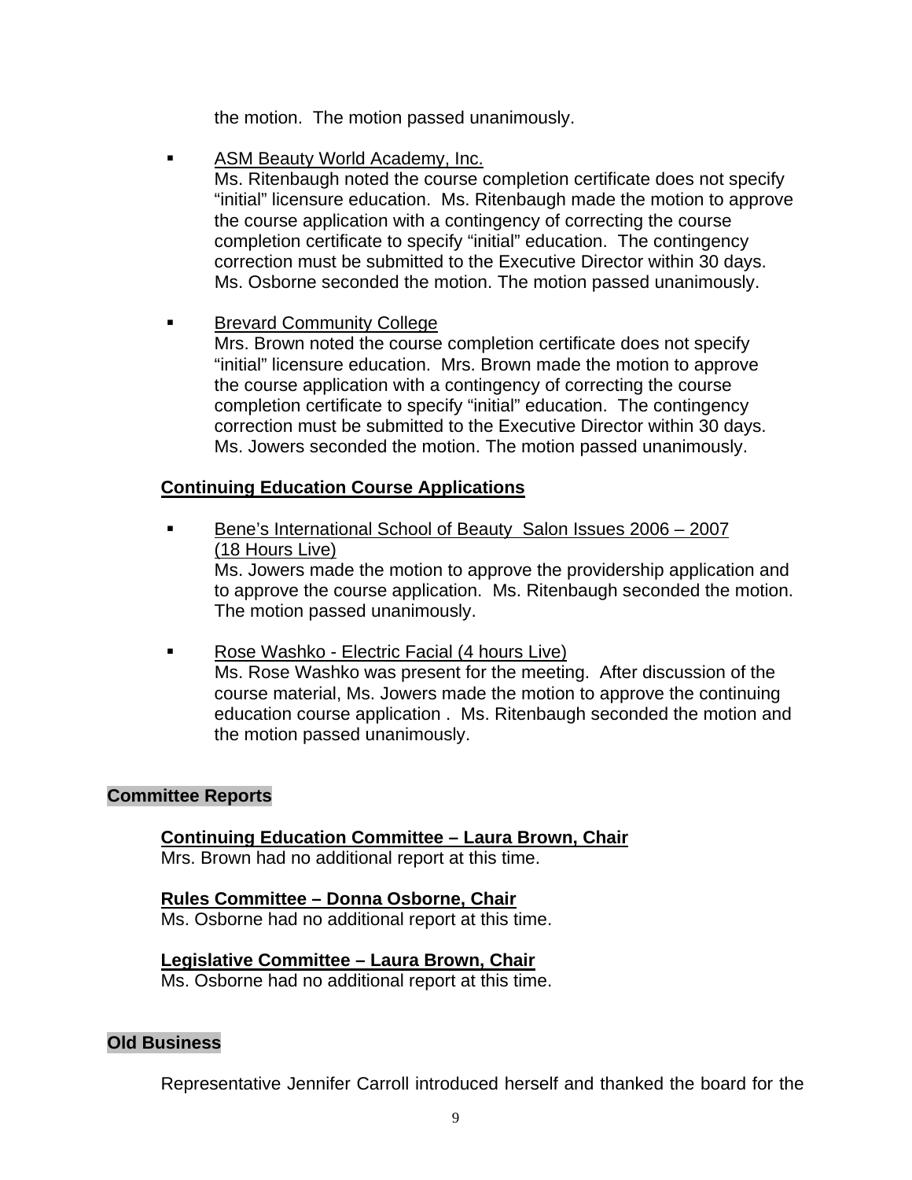the motion. The motion passed unanimously.

- ASM Beauty World Academy, Inc.
  Ms. Ritenbaugh noted the course completion certificate does not specify "initial" licensure education. Ms. Ritenbaugh made the motion to approve the course application with a contingency of correcting the course completion certificate to specify "initial" education. The contingency correction must be submitted to the Executive Director within 30 days. Ms. Osborne seconded the motion. The motion passed unanimously.

- Brevard Community College
  Mrs. Brown noted the course completion certificate does not specify "initial" licensure education. Mrs. Brown made the motion to approve the course application with a contingency of correcting the course completion certificate to specify "initial" education. The contingency correction must be submitted to the Executive Director within 30 days. Ms. Jowers seconded the motion. The motion passed unanimously.

**Continuing Education Course Applications**

- Bene's International School of Beauty Salon Issues 2006 – 2007 (18 Hours Live)
  Ms. Jowers made the motion to approve the providership application and to approve the course application. Ms. Ritenbaugh seconded the motion. The motion passed unanimously.

- Rose Washko - Electric Facial (4 hours Live)
  Ms. Rose Washko was present for the meeting. After discussion of the course material, Ms. Jowers made the motion to approve the continuing education course application . Ms. Ritenbaugh seconded the motion and the motion passed unanimously.

## Committee Reports

**Continuing Education Committee – Laura Brown, Chair**
Mrs. Brown had no additional report at this time.

**Rules Committee – Donna Osborne, Chair**
Ms. Osborne had no additional report at this time.

**Legislative Committee – Laura Brown, Chair**
Ms. Osborne had no additional report at this time.

## Old Business

Representative Jennifer Carroll introduced herself and thanked the board for the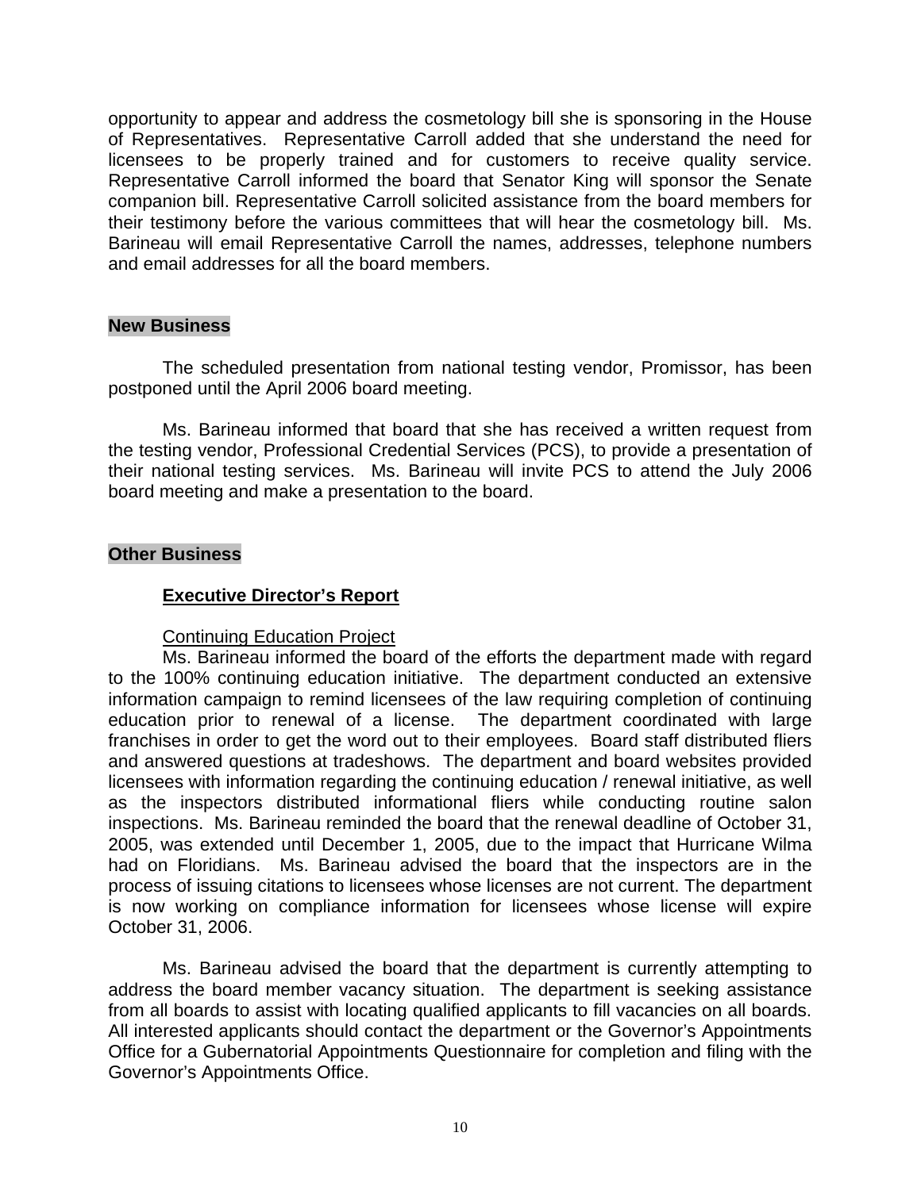opportunity to appear and address the cosmetology bill she is sponsoring in the House of Representatives. Representative Carroll added that she understand the need for licensees to be properly trained and for customers to receive quality service. Representative Carroll informed the board that Senator King will sponsor the Senate companion bill. Representative Carroll solicited assistance from the board members for their testimony before the various committees that will hear the cosmetology bill. Ms. Barineau will email Representative Carroll the names, addresses, telephone numbers and email addresses for all the board members.

**New Business**

The scheduled presentation from national testing vendor, Promissor, has been postponed until the April 2006 board meeting.

Ms. Barineau informed that board that she has received a written request from the testing vendor, Professional Credential Services (PCS), to provide a presentation of their national testing services. Ms. Barineau will invite PCS to attend the July 2006 board meeting and make a presentation to the board.

**Other Business**

**Executive Director's Report**

Continuing Education Project

Ms. Barineau informed the board of the efforts the department made with regard to the 100% continuing education initiative. The department conducted an extensive information campaign to remind licensees of the law requiring completion of continuing education prior to renewal of a license. The department coordinated with large franchises in order to get the word out to their employees. Board staff distributed fliers and answered questions at tradeshows. The department and board websites provided licensees with information regarding the continuing education / renewal initiative, as well as the inspectors distributed informational fliers while conducting routine salon inspections. Ms. Barineau reminded the board that the renewal deadline of October 31, 2005, was extended until December 1, 2005, due to the impact that Hurricane Wilma had on Floridians. Ms. Barineau advised the board that the inspectors are in the process of issuing citations to licensees whose licenses are not current. The department is now working on compliance information for licensees whose license will expire October 31, 2006.

Ms. Barineau advised the board that the department is currently attempting to address the board member vacancy situation. The department is seeking assistance from all boards to assist with locating qualified applicants to fill vacancies on all boards. All interested applicants should contact the department or the Governor's Appointments Office for a Gubernatorial Appointments Questionnaire for completion and filing with the Governor's Appointments Office.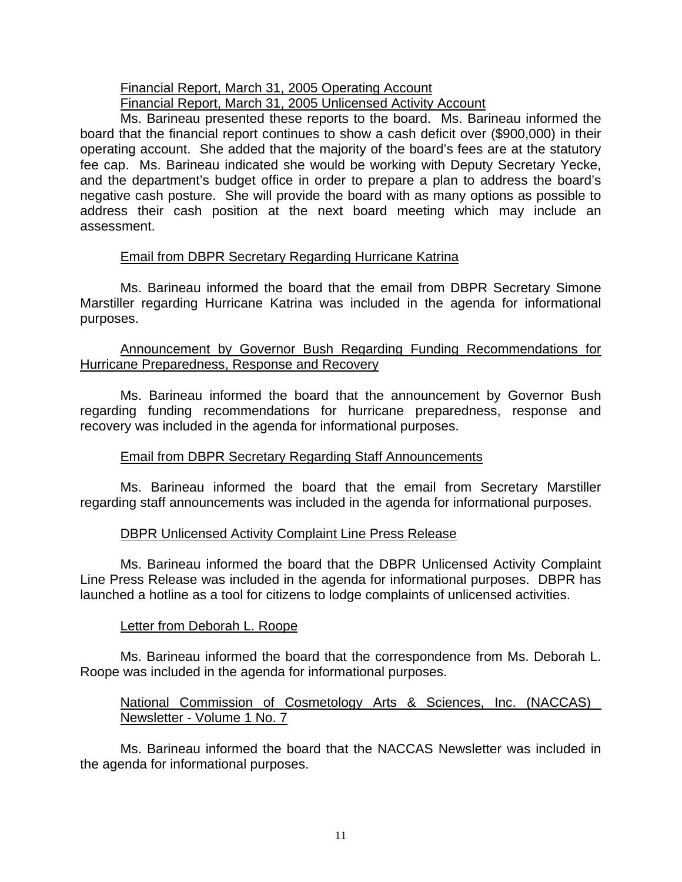Financial Report, March 31, 2005 Operating Account
Financial Report, March 31, 2005 Unlicensed Activity Account

Ms. Barineau presented these reports to the board. Ms. Barineau informed the board that the financial report continues to show a cash deficit over ($900,000) in their operating account. She added that the majority of the board's fees are at the statutory fee cap. Ms. Barineau indicated she would be working with Deputy Secretary Yecke, and the department's budget office in order to prepare a plan to address the board's negative cash posture. She will provide the board with as many options as possible to address their cash position at the next board meeting which may include an assessment.

Email from DBPR Secretary Regarding Hurricane Katrina

Ms. Barineau informed the board that the email from DBPR Secretary Simone Marstiller regarding Hurricane Katrina was included in the agenda for informational purposes.

Announcement by Governor Bush Regarding Funding Recommendations for Hurricane Preparedness, Response and Recovery

Ms. Barineau informed the board that the announcement by Governor Bush regarding funding recommendations for hurricane preparedness, response and recovery was included in the agenda for informational purposes.

Email from DBPR Secretary Regarding Staff Announcements

Ms. Barineau informed the board that the email from Secretary Marstiller regarding staff announcements was included in the agenda for informational purposes.

DBPR Unlicensed Activity Complaint Line Press Release

Ms. Barineau informed the board that the DBPR Unlicensed Activity Complaint Line Press Release was included in the agenda for informational purposes. DBPR has launched a hotline as a tool for citizens to lodge complaints of unlicensed activities.

Letter from Deborah L. Roope

Ms. Barineau informed the board that the correspondence from Ms. Deborah L. Roope was included in the agenda for informational purposes.

National Commission of Cosmetology Arts & Sciences, Inc. (NACCAS) Newsletter - Volume 1 No. 7

Ms. Barineau informed the board that the NACCAS Newsletter was included in the agenda for informational purposes.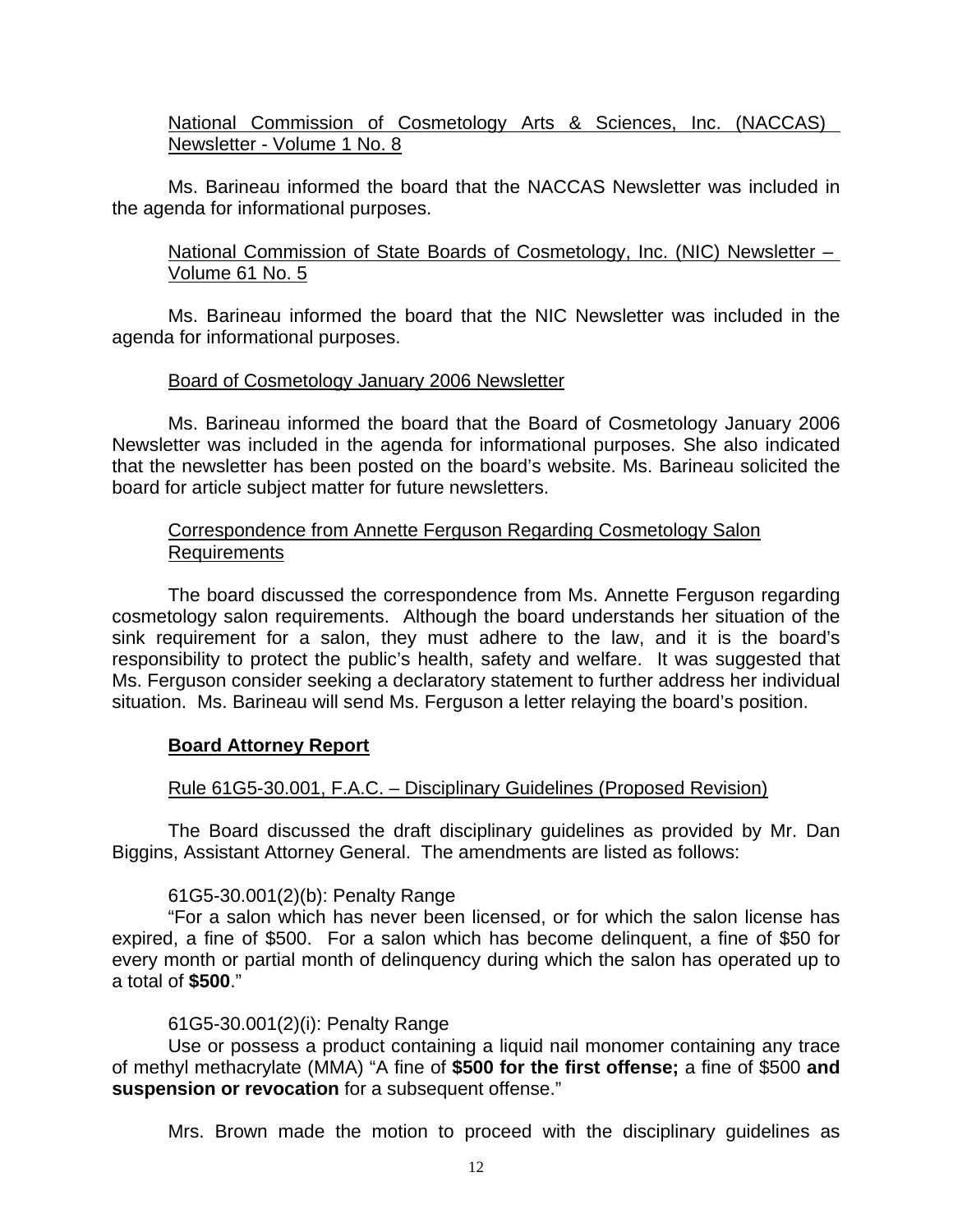National Commission of Cosmetology Arts & Sciences, Inc. (NACCAS) Newsletter - Volume 1 No. 8

Ms. Barineau informed the board that the NACCAS Newsletter was included in the agenda for informational purposes.

National Commission of State Boards of Cosmetology, Inc. (NIC) Newsletter – Volume 61 No. 5

Ms. Barineau informed the board that the NIC Newsletter was included in the agenda for informational purposes.

Board of Cosmetology January 2006 Newsletter

Ms. Barineau informed the board that the Board of Cosmetology January 2006 Newsletter was included in the agenda for informational purposes. She also indicated that the newsletter has been posted on the board's website. Ms. Barineau solicited the board for article subject matter for future newsletters.

Correspondence from Annette Ferguson Regarding Cosmetology Salon Requirements

The board discussed the correspondence from Ms. Annette Ferguson regarding cosmetology salon requirements. Although the board understands her situation of the sink requirement for a salon, they must adhere to the law, and it is the board's responsibility to protect the public's health, safety and welfare. It was suggested that Ms. Ferguson consider seeking a declaratory statement to further address her individual situation. Ms. Barineau will send Ms. Ferguson a letter relaying the board's position.

**Board Attorney Report**

Rule 61G5-30.001, F.A.C. – Disciplinary Guidelines (Proposed Revision)

The Board discussed the draft disciplinary guidelines as provided by Mr. Dan Biggins, Assistant Attorney General. The amendments are listed as follows:

61G5-30.001(2)(b): Penalty Range

"For a salon which has never been licensed, or for which the salon license has expired, a fine of $500. For a salon which has become delinquent, a fine of $50 for every month or partial month of delinquency during which the salon has operated up to a total of **$500**."

61G5-30.001(2)(i): Penalty Range

Use or possess a product containing a liquid nail monomer containing any trace of methyl methacrylate (MMA) "A fine of **$500 for the first offense;** a fine of $500 **and suspension or revocation** for a subsequent offense."

Mrs. Brown made the motion to proceed with the disciplinary guidelines as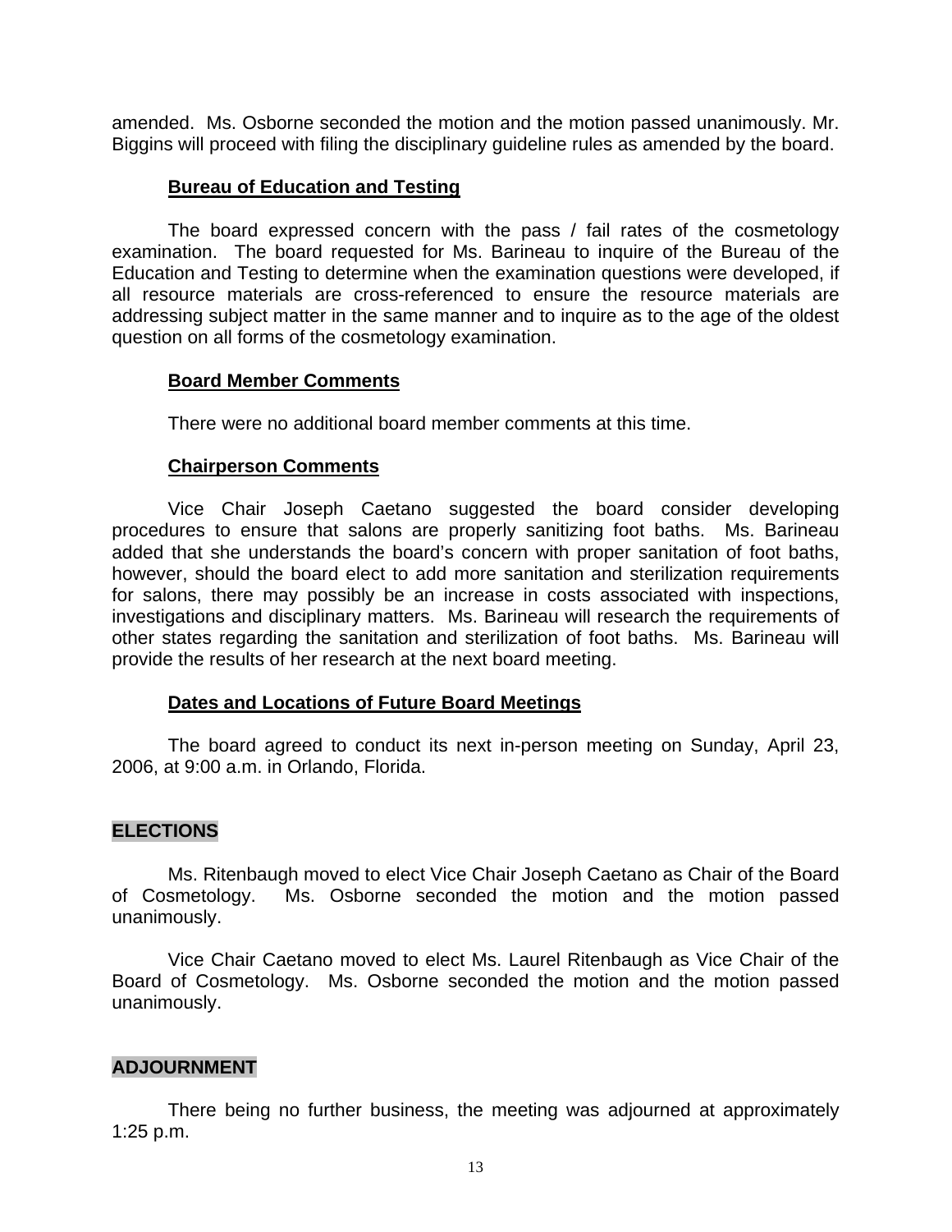amended. Ms. Osborne seconded the motion and the motion passed unanimously. Mr. Biggins will proceed with filing the disciplinary guideline rules as amended by the board.

**Bureau of Education and Testing**

The board expressed concern with the pass / fail rates of the cosmetology examination. The board requested for Ms. Barineau to inquire of the Bureau of the Education and Testing to determine when the examination questions were developed, if all resource materials are cross-referenced to ensure the resource materials are addressing subject matter in the same manner and to inquire as to the age of the oldest question on all forms of the cosmetology examination.

**Board Member Comments**

There were no additional board member comments at this time.

**Chairperson Comments**

Vice Chair Joseph Caetano suggested the board consider developing procedures to ensure that salons are properly sanitizing foot baths. Ms. Barineau added that she understands the board's concern with proper sanitation of foot baths, however, should the board elect to add more sanitation and sterilization requirements for salons, there may possibly be an increase in costs associated with inspections, investigations and disciplinary matters. Ms. Barineau will research the requirements of other states regarding the sanitation and sterilization of foot baths. Ms. Barineau will provide the results of her research at the next board meeting.

**Dates and Locations of Future Board Meetings**

The board agreed to conduct its next in-person meeting on Sunday, April 23, 2006, at 9:00 a.m. in Orlando, Florida.

## ELECTIONS

Ms. Ritenbaugh moved to elect Vice Chair Joseph Caetano as Chair of the Board of Cosmetology. Ms. Osborne seconded the motion and the motion passed unanimously.

Vice Chair Caetano moved to elect Ms. Laurel Ritenbaugh as Vice Chair of the Board of Cosmetology. Ms. Osborne seconded the motion and the motion passed unanimously.

## ADJOURNMENT

There being no further business, the meeting was adjourned at approximately 1:25 p.m.